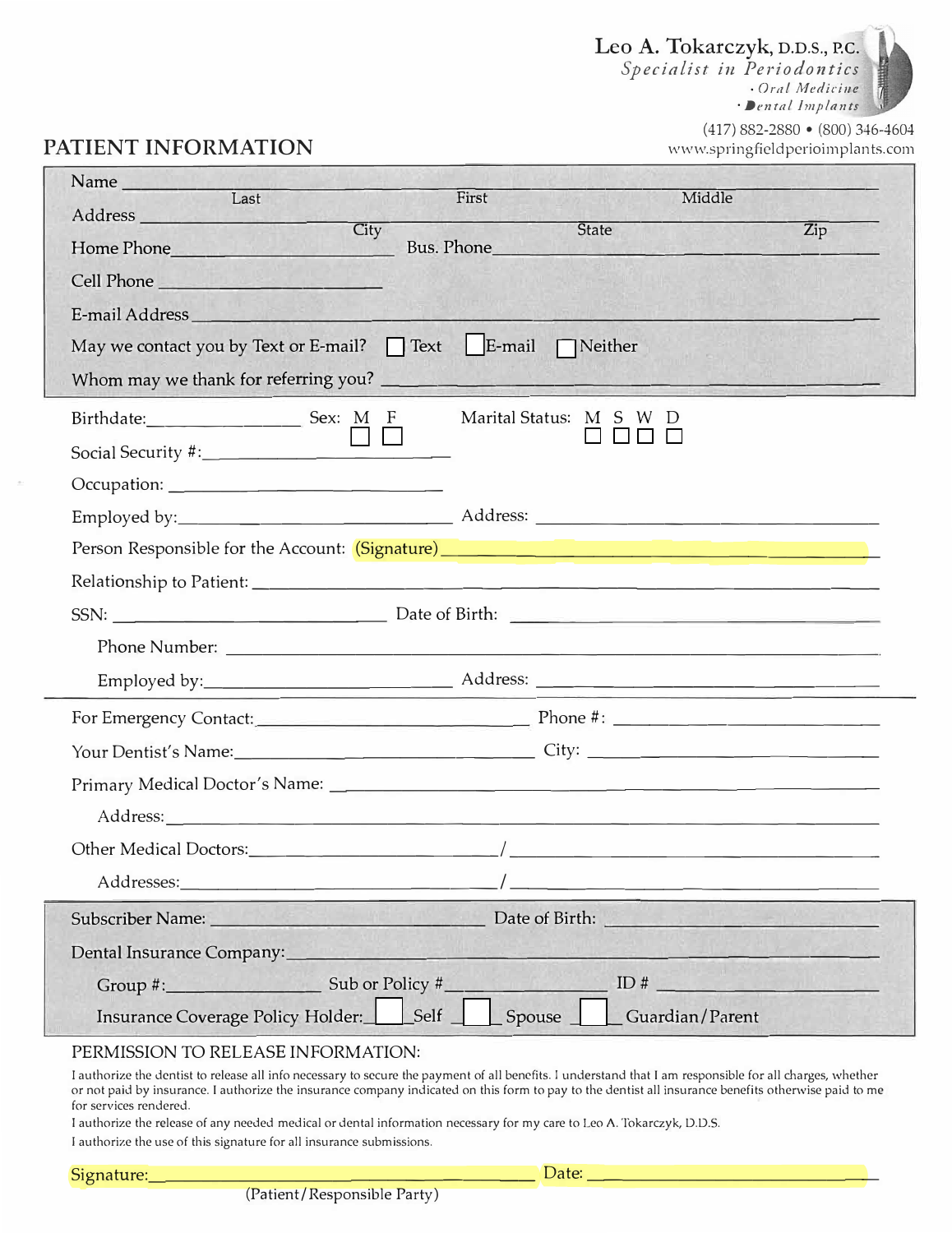**Leo A. Tokarczyk, D.D.S., P.C.**
*Specialist in Periodontics*
*· Oral Medicine*
*· Dental Implants*

(417) 882-2880 • (800) 346-4604
www.springfieldperioimplants.com

# PATIENT INFORMATION

Name ______________________________________________
Last First Middle

Address ______________________________________________
City State Zip

Home Phone ____________________ Bus. Phone ____________________

Cell Phone ____________________

E-mail Address ______________________________________________

May we contact you by Text or E-mail? ☐ Text ☐ E-mail ☐ Neither

Whom may we thank for referring you? ______________________________________________

Birthdate: ________________ Sex: M ☐ F ☐ Marital Status: M ☐ S ☐ W ☐ D ☐

Social Security #: ____________________

Occupation: ____________________

Employed by: ____________________ Address: ____________________

Person Responsible for the Account: (Signature) ______________________________________________

Relationship to Patient: ______________________________________________

SSN: ____________________ Date of Birth: ____________________

Phone Number: ______________________________________________

Employed by: ____________________ Address: ____________________

For Emergency Contact: ____________________ Phone #: ____________________

Your Dentist's Name: ____________________ City: ____________________

Primary Medical Doctor's Name: ______________________________________________

Address: ______________________________________________

Other Medical Doctors: ____________________ / ____________________

Addresses: ____________________ / ____________________

Subscriber Name: ____________________ Date of Birth: ____________________

Dental Insurance Company: ______________________________________________

Group #: ____________ Sub or Policy # ____________ ID # ____________

Insurance Coverage Policy Holder: ☐ Self ☐ Spouse ☐ Guardian/Parent

PERMISSION TO RELEASE INFORMATION:

I authorize the dentist to release all info necessary to secure the payment of all benefits. I understand that I am responsible for all charges, whether or not paid by insurance. I authorize the insurance company indicated on this form to pay to the dentist all insurance benefits otherwise paid to me for services rendered.

I authorize the release of any needed medical or dental information necessary for my care to Leo A. Tokarczyk, D.D.S.

I authorize the use of this signature for all insurance submissions.

Signature: ______________________________ Date: ____________________
(Patient/Responsible Party)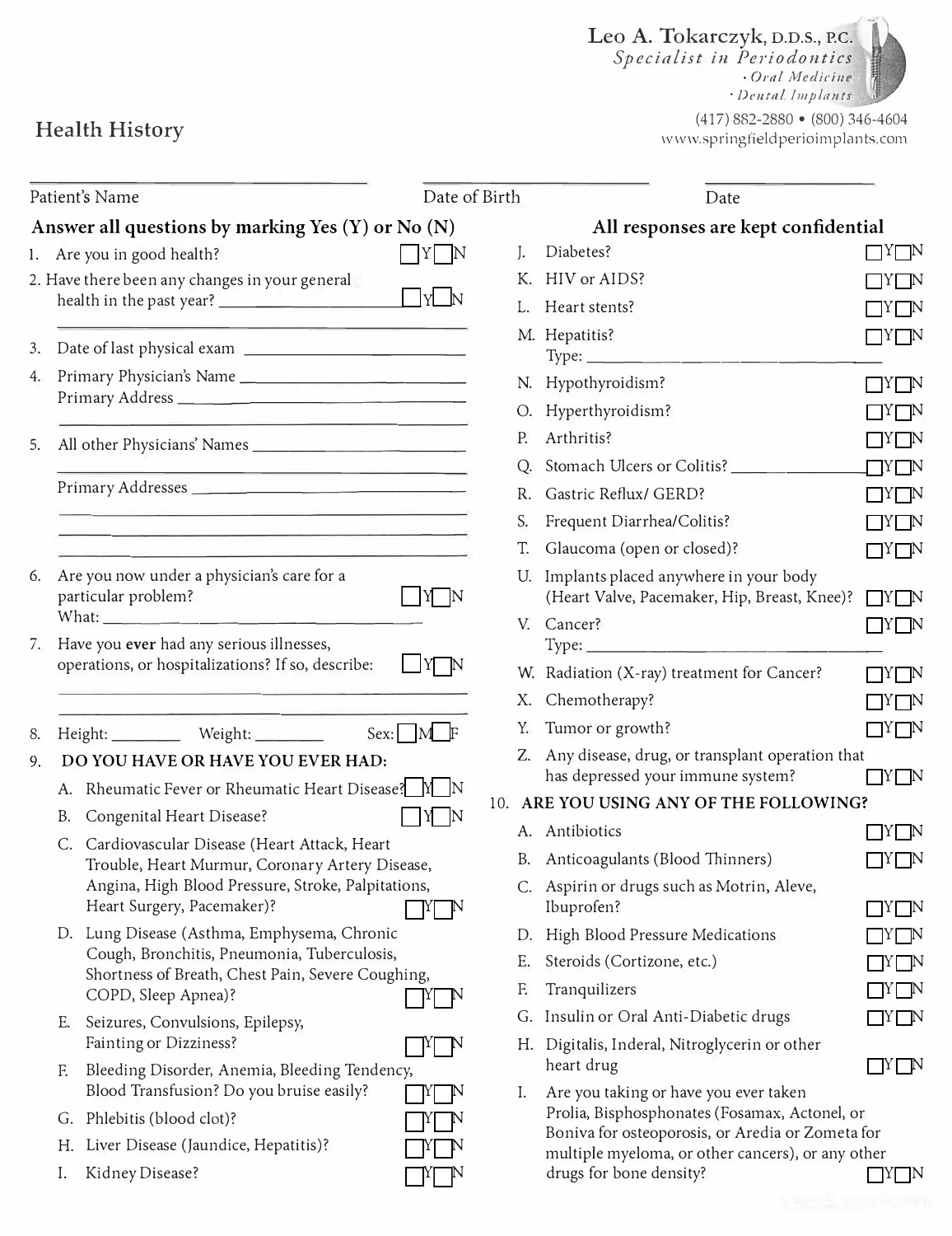**Leo A. Tokarczyk, D.D.S., P.C.**
*Specialist in Periodontics*
*· Oral Medicine*
*· Dental Implants*
(417) 882-2880 • (800) 346-4604
www.springfieldperioimplants.com

# Health History

________________________ Patient's Name ________________ Date of Birth ________________ Date

**Answer all questions by marking Yes (Y) or No (N)**

**All responses are kept confidential**

1. Are you in good health? ☐Y ☐N
2. Have there been any changes in your general health in the past year? ________________ ☐Y ☐N
   ________________________________
3. Date of last physical exam ________________
4. Primary Physician's Name ________________
   Primary Address ________________
   ________________________________
5. All other Physicians' Names ________________
   ________________________________
   Primary Addresses ________________
   ________________________________
   ________________________________
   ________________________________
6. Are you now under a physician's care for a particular problem? ☐Y ☐N
   What: ________________
7. Have you **ever** had any serious illnesses, operations, or hospitalizations? If so, describe: ☐Y ☐N
   ________________________________
   ________________________________
8. Height: ________ Weight: ________ Sex: ☐M ☐F
9. **DO YOU HAVE OR HAVE YOU EVER HAD:**
   - A. Rheumatic Fever or Rheumatic Heart Disease? ☐Y ☐N
   - B. Congenital Heart Disease? ☐Y ☐N
   - C. Cardiovascular Disease (Heart Attack, Heart Trouble, Heart Murmur, Coronary Artery Disease, Angina, High Blood Pressure, Stroke, Palpitations, Heart Surgery, Pacemaker)? ☐Y ☐N
   - D. Lung Disease (Asthma, Emphysema, Chronic Cough, Bronchitis, Pneumonia, Tuberculosis, Shortness of Breath, Chest Pain, Severe Coughing, COPD, Sleep Apnea)? ☐Y ☐N
   - E. Seizures, Convulsions, Epilepsy, Fainting or Dizziness? ☐Y ☐N
   - F. Bleeding Disorder, Anemia, Bleeding Tendency, Blood Transfusion? Do you bruise easily? ☐Y ☐N
   - G. Phlebitis (blood clot)? ☐Y ☐N
   - H. Liver Disease (Jaundice, Hepatitis)? ☐Y ☐N
   - I. Kidney Disease? ☐Y ☐N
   - J. Diabetes? ☐Y ☐N
   - K. HIV or AIDS? ☐Y ☐N
   - L. Heart stents? ☐Y ☐N
   - M. Hepatitis? ☐Y ☐N
     Type: ________________
   - N. Hypothyroidism? ☐Y ☐N
   - O. Hyperthyroidism? ☐Y ☐N
   - P. Arthritis? ☐Y ☐N
   - Q. Stomach Ulcers or Colitis? ________ ☐Y ☐N
   - R. Gastric Reflux/ GERD? ☐Y ☐N
   - S. Frequent Diarrhea/Colitis? ☐Y ☐N
   - T. Glaucoma (open or closed)? ☐Y ☐N
   - U. Implants placed anywhere in your body (Heart Valve, Pacemaker, Hip, Breast, Knee)? ☐Y ☐N
   - V. Cancer? ☐Y ☐N
     Type: ________________
   - W. Radiation (X-ray) treatment for Cancer? ☐Y ☐N
   - X. Chemotherapy? ☐Y ☐N
   - Y. Tumor or growth? ☐Y ☐N
   - Z. Any disease, drug, or transplant operation that has depressed your immune system? ☐Y ☐N
10. **ARE YOU USING ANY OF THE FOLLOWING?**
    - A. Antibiotics ☐Y ☐N
    - B. Anticoagulants (Blood Thinners) ☐Y ☐N
    - C. Aspirin or drugs such as Motrin, Aleve, Ibuprofen? ☐Y ☐N
    - D. High Blood Pressure Medications ☐Y ☐N
    - E. Steroids (Cortizone, etc.) ☐Y ☐N
    - F. Tranquilizers ☐Y ☐N
    - G. Insulin or Oral Anti-Diabetic drugs ☐Y ☐N
    - H. Digitalis, Inderal, Nitroglycerin or other heart drug ☐Y ☐N
    - I. Are you taking or have you ever taken Prolia, Bisphosphonates (Fosamax, Actonel, or Boniva for osteoporosis, or Aredia or Zometa for multiple myeloma, or other cancers), or any other drugs for bone density? ☐Y ☐N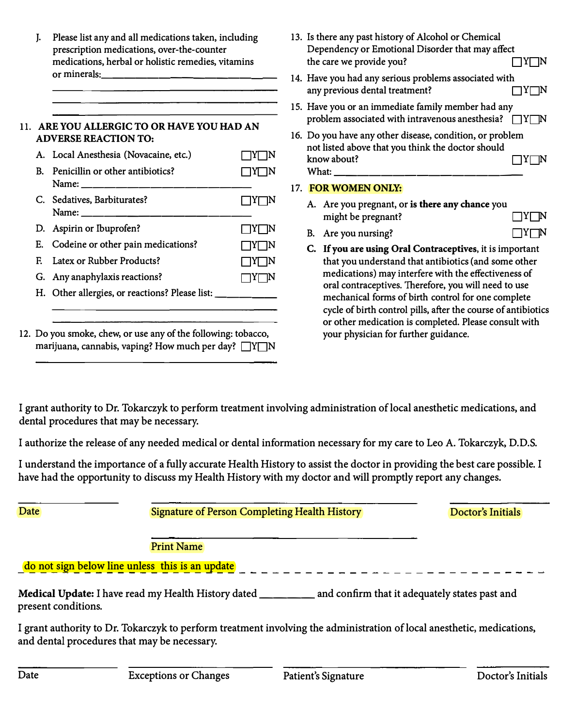J. Please list any and all medications taken, including prescription medications, over-the-counter medications, herbal or holistic remedies, vitamins or minerals: ______________________________

______________________________

______________________________

11. **ARE YOU ALLERGIC TO OR HAVE YOU HAD AN ADVERSE REACTION TO:**

A. Local Anesthesia (Novacaine, etc.) ☐Y☐N

B. Penicillin or other antibiotics? ☐Y☐N
Name: ______________________________

C. Sedatives, Barbiturates? ☐Y☐N
Name: ______________________________

D. Aspirin or Ibuprofen? ☐Y☐N

E. Codeine or other pain medications? ☐Y☐N

F. Latex or Rubber Products? ☐Y☐N

G. Any anaphylaxis reactions? ☐Y☐N

H. Other allergies, or reactions? Please list: ____________

______________________________

______________________________

12. Do you smoke, chew, or use any of the following: tobacco, marijuana, cannabis, vaping? How much per day? ☐Y☐N

______________________________

13. Is there any past history of Alcohol or Chemical Dependency or Emotional Disorder that may affect the care we provide you? ☐Y☐N

14. Have you had any serious problems associated with any previous dental treatment? ☐Y☐N

15. Have you or an immediate family member had any problem associated with intravenous anesthesia? ☐Y☐N

16. Do you have any other disease, condition, or problem not listed above that you think the doctor should know about? ☐Y☐N
What: ______________________________

17. **FOR WOMEN ONLY:**

A. Are you pregnant, or **is there any chance** you might be pregnant? ☐Y☐N

B. Are you nursing? ☐Y☐N

**C. If you are using Oral Contraceptives**, it is important that you understand that antibiotics (and some other medications) may interfere with the effectiveness of oral contraceptives. Therefore, you will need to use mechanical forms of birth control for one complete cycle of birth control pills, after the course of antibiotics or other medication is completed. Please consult with your physician for further guidance.

I grant authority to Dr. Tokarczyk to perform treatment involving administration of local anesthetic medications, and dental procedures that may be necessary.

I authorize the release of any needed medical or dental information necessary for my care to Leo A. Tokarczyk, D.D.S.

I understand the importance of a fully accurate Health History to assist the doctor in providing the best care possible. I have had the opportunity to discuss my Health History with my doctor and will promptly report any changes.

| ____________ | ______________________________ | ____________ |
|---|---|---|
| Date | Signature of Person Completing Health History | Doctor's Initials |
| | ______________________________ | |
| | Print Name | |

do not sign below line unless this is an update

- - - - - - - - - - - - - - - - - - - - - - - - - - - - - - - - -

**Medical Update:** I have read my Health History dated __________ and confirm that it adequately states past and present conditions.

I grant authority to Dr. Tokarczyk to perform treatment involving the administration of local anesthetic, medications, and dental procedures that may be necessary.

| ____________ | ____________ | ____________ | ____________ |
|---|---|---|---|
| Date | Exceptions or Changes | Patient's Signature | Doctor's Initials |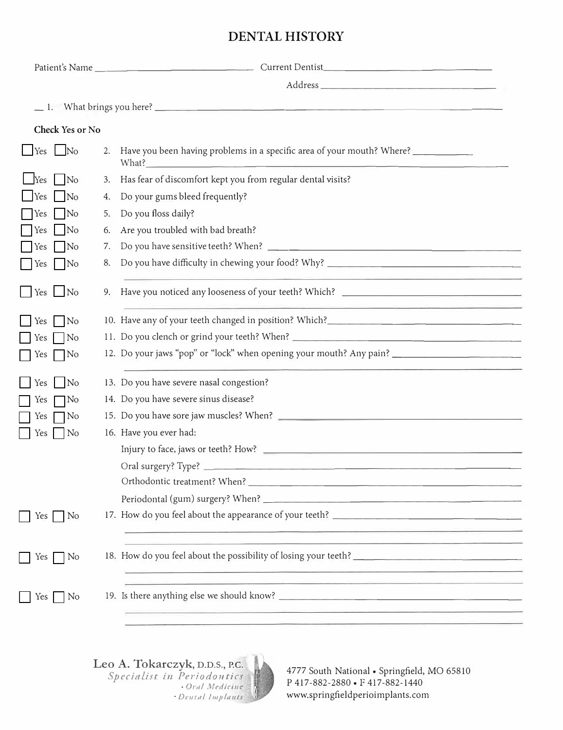# DENTAL HISTORY

Patient's Name ______________________ Current Dentist ______________________

Address ______________________

__ 1. What brings you here? ______________________

**Check Yes or No**

☐ Yes ☐ No 2. Have you been having problems in a specific area of your mouth? Where? __________ What? ______________________

☐ Yes ☐ No 3. Has fear of discomfort kept you from regular dental visits?

☐ Yes ☐ No 4. Do your gums bleed frequently?

☐ Yes ☐ No 5. Do you floss daily?

☐ Yes ☐ No 6. Are you troubled with bad breath?

☐ Yes ☐ No 7. Do you have sensitive teeth? When? ______________________

☐ Yes ☐ No 8. Do you have difficulty in chewing your food? Why? ______________________

☐ Yes ☐ No 9. Have you noticed any looseness of your teeth? Which? ______________________

☐ Yes ☐ No 10. Have any of your teeth changed in position? Which? ______________________

☐ Yes ☐ No 11. Do you clench or grind your teeth? When? ______________________

☐ Yes ☐ No 12. Do your jaws "pop" or "lock" when opening your mouth? Any pain? ______________________

☐ Yes ☐ No 13. Do you have severe nasal congestion?

☐ Yes ☐ No 14. Do you have severe sinus disease?

☐ Yes ☐ No 15. Do you have sore jaw muscles? When? ______________________

☐ Yes ☐ No 16. Have you ever had:

Injury to face, jaws or teeth? How? ______________________

Oral surgery? Type? ______________________

Orthodontic treatment? When? ______________________

Periodontal (gum) surgery? When? ______________________

☐ Yes ☐ No 17. How do you feel about the appearance of your teeth? ______________________

☐ Yes ☐ No 18. How do you feel about the possibility of losing your teeth? ______________________

☐ Yes ☐ No 19. Is there anything else we should know? ______________________

**Leo A. Tokarczyk**, D.D.S., P.C.
*Specialist in Periodontics*
*· Oral Medicine*
*· Dental Implants*

4777 South National • Springfield, MO 65810
P 417-882-2880 • F 417-882-1440
www.springfieldperioimplants.com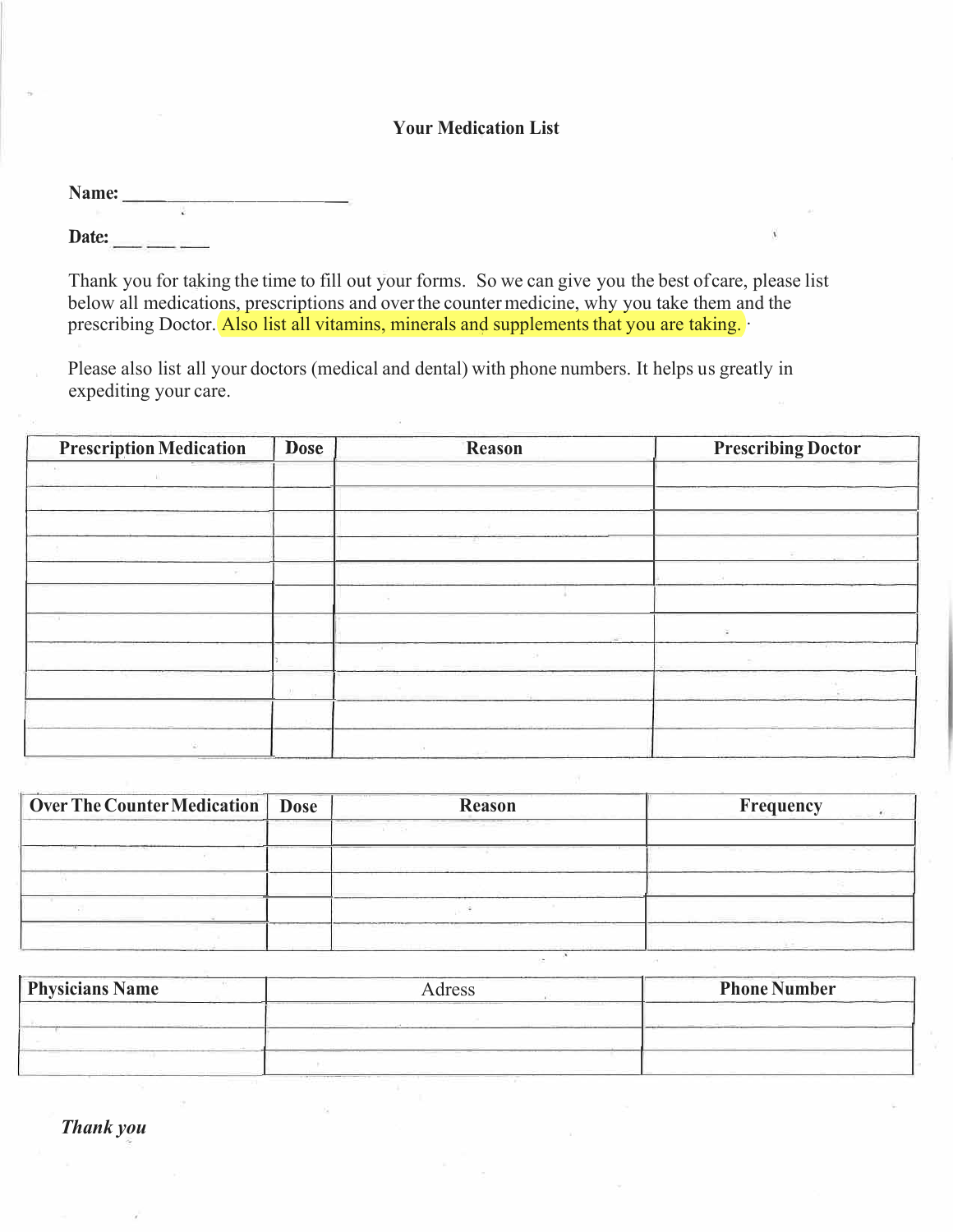# Your Medication List

**Name:** ________________________

**Date:** ___ ___ ___

Thank you for taking the time to fill out your forms. So we can give you the best of care, please list below all medications, prescriptions and over the counter medicine, why you take them and the prescribing Doctor. Also list all vitamins, minerals and supplements that you are taking.

Please also list all your doctors (medical and dental) with phone numbers. It helps us greatly in expediting your care.

| Prescription Medication | Dose | Reason | Prescribing Doctor |
|---|---|---|---|
| | | | |
| | | | |
| | | | |
| | | | |
| | | | |
| | | | |
| | | | |
| | | | |
| | | | |
| | | | |
| | | | |

| Over The Counter Medication | Dose | Reason | Frequency |
|---|---|---|---|
| | | | |
| | | | |
| | | | |
| | | | |
| | | | |

| Physicians Name | Adress | Phone Number |
|---|---|---|
| | | |
| | | |
| | | |

***Thank you***